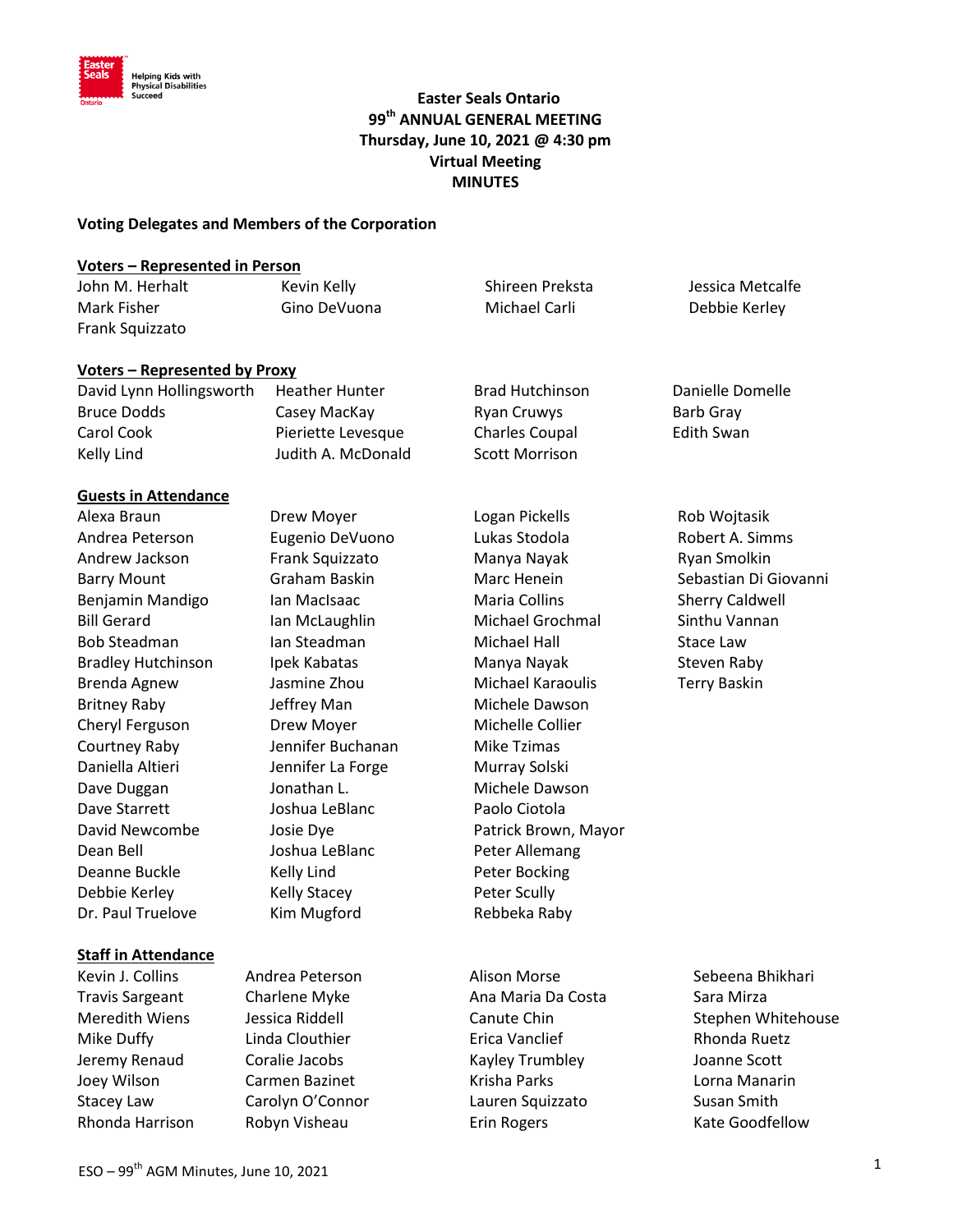# Easter Seals Ontario
## 99th ANNUAL GENERAL MEETING
### Thursday, June 10, 2021 @ 4:30 pm
### Virtual Meeting
### MINUTES

**Voting Delegates and Members of the Corporation**

**Voters – Represented in Person**

John M. Herhalt
Mark Fisher
Frank Squizzato
Kevin Kelly
Gino DeVuona
Shireen Preksta
Michael Carli
Jessica Metcalfe
Debbie Kerley

**Voters – Represented by Proxy**

David Lynn Hollingsworth
Bruce Dodds
Carol Cook
Kelly Lind
Heather Hunter
Casey MacKay
Pieriette Levesque
Judith A. McDonald
Brad Hutchinson
Ryan Cruwys
Charles Coupal
Scott Morrison
Danielle Domelle
Barb Gray
Edith Swan

**Guests in Attendance**

Alexa Braun
Andrea Peterson
Andrew Jackson
Barry Mount
Benjamin Mandigo
Bill Gerard
Bob Steadman
Bradley Hutchinson
Brenda Agnew
Britney Raby
Cheryl Ferguson
Courtney Raby
Daniella Altieri
Dave Duggan
Dave Starrett
David Newcombe
Dean Bell
Deanne Buckle
Debbie Kerley
Dr. Paul Truelove
Drew Moyer
Eugenio DeVuono
Frank Squizzato
Graham Baskin
Ian MacIsaac
Ian McLaughlin
Ian Steadman
Ipek Kabatas
Jasmine Zhou
Jeffrey Man
Drew Moyer
Jennifer Buchanan
Jennifer La Forge
Jonathan L.
Joshua LeBlanc
Josie Dye
Joshua LeBlanc
Kelly Lind
Kelly Stacey
Kim Mugford
Logan Pickells
Lukas Stodola
Manya Nayak
Marc Henein
Maria Collins
Michael Grochmal
Michael Hall
Manya Nayak
Michael Karaoulis
Michele Dawson
Michelle Collier
Mike Tzimas
Murray Solski
Michele Dawson
Paolo Ciotola
Patrick Brown, Mayor
Peter Allemang
Peter Bocking
Peter Scully
Rebbeka Raby
Rob Wojtasik
Robert A. Simms
Ryan Smolkin
Sebastian Di Giovanni
Sherry Caldwell
Sinthu Vannan
Stace Law
Steven Raby
Terry Baskin

**Staff in Attendance**

Kevin J. Collins
Travis Sargeant
Meredith Wiens
Mike Duffy
Jeremy Renaud
Joey Wilson
Stacey Law
Rhonda Harrison
Andrea Peterson
Charlene Myke
Jessica Riddell
Linda Clouthier
Coralie Jacobs
Carmen Bazinet
Carolyn O'Connor
Robyn Visheau
Alison Morse
Ana Maria Da Costa
Canute Chin
Erica Vanclief
Kayley Trumbley
Krisha Parks
Lauren Squizzato
Erin Rogers
Sebeena Bhikhari
Sara Mirza
Stephen Whitehouse
Rhonda Ruetz
Joanne Scott
Lorna Manarin
Susan Smith
Kate Goodfellow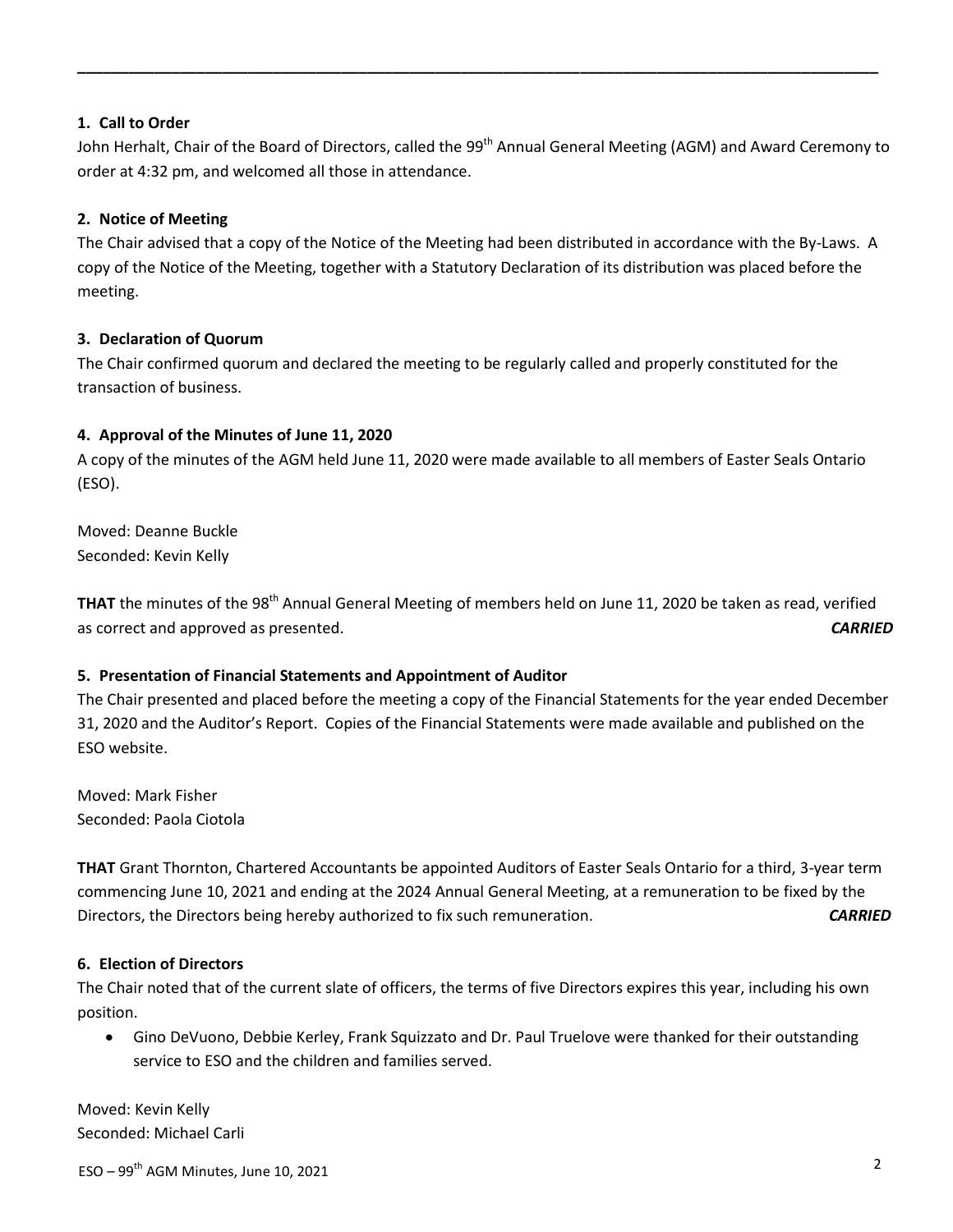## 1. Call to Order

John Herhalt, Chair of the Board of Directors, called the 99th Annual General Meeting (AGM) and Award Ceremony to order at 4:32 pm, and welcomed all those in attendance.

## 2. Notice of Meeting

The Chair advised that a copy of the Notice of the Meeting had been distributed in accordance with the By-Laws. A copy of the Notice of the Meeting, together with a Statutory Declaration of its distribution was placed before the meeting.

## 3. Declaration of Quorum

The Chair confirmed quorum and declared the meeting to be regularly called and properly constituted for the transaction of business.

## 4. Approval of the Minutes of June 11, 2020

A copy of the minutes of the AGM held June 11, 2020 were made available to all members of Easter Seals Ontario (ESO).

Moved: Deanne Buckle
Seconded: Kevin Kelly

**THAT** the minutes of the 98th Annual General Meeting of members held on June 11, 2020 be taken as read, verified as correct and approved as presented. ***CARRIED***

## 5. Presentation of Financial Statements and Appointment of Auditor

The Chair presented and placed before the meeting a copy of the Financial Statements for the year ended December 31, 2020 and the Auditor's Report. Copies of the Financial Statements were made available and published on the ESO website.

Moved: Mark Fisher
Seconded: Paola Ciotola

**THAT** Grant Thornton, Chartered Accountants be appointed Auditors of Easter Seals Ontario for a third, 3-year term commencing June 10, 2021 and ending at the 2024 Annual General Meeting, at a remuneration to be fixed by the Directors, the Directors being hereby authorized to fix such remuneration. ***CARRIED***

## 6. Election of Directors

The Chair noted that of the current slate of officers, the terms of five Directors expires this year, including his own position.

- Gino DeVuono, Debbie Kerley, Frank Squizzato and Dr. Paul Truelove were thanked for their outstanding service to ESO and the children and families served.

Moved: Kevin Kelly
Seconded: Michael Carli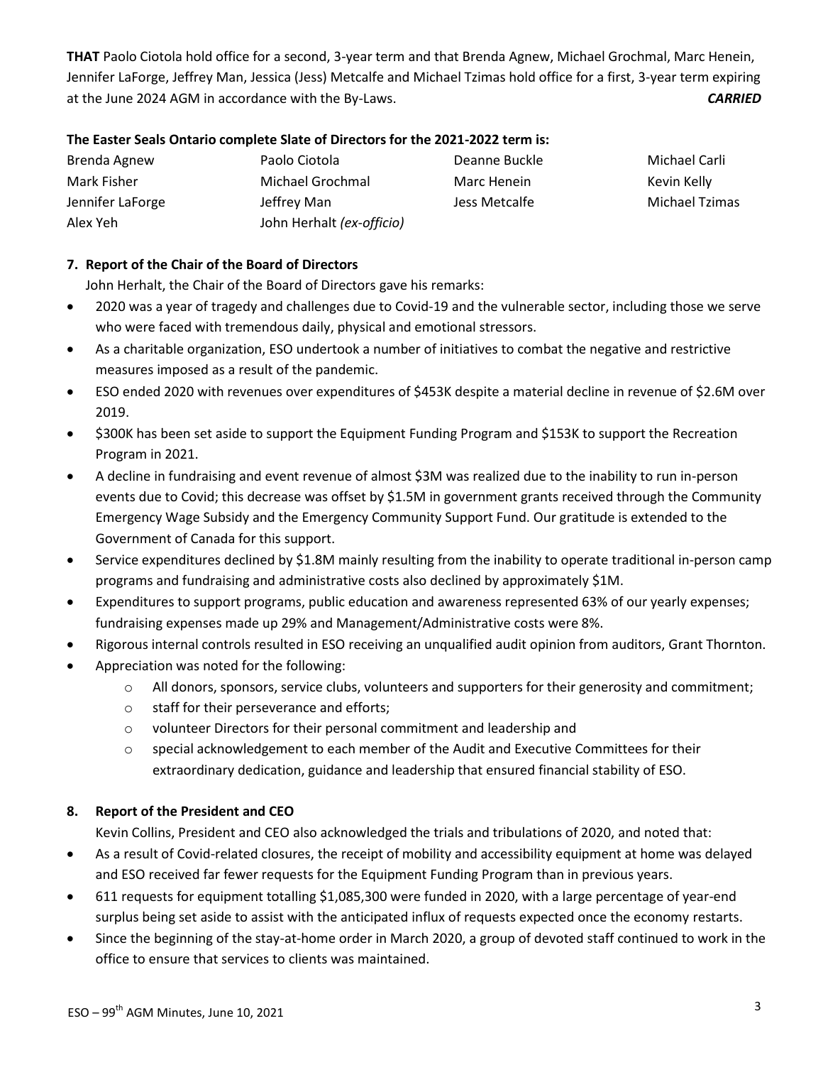**THAT** Paolo Ciotola hold office for a second, 3-year term and that Brenda Agnew, Michael Grochmal, Marc Henein, Jennifer LaForge, Jeffrey Man, Jessica (Jess) Metcalfe and Michael Tzimas hold office for a first, 3-year term expiring at the June 2024 AGM in accordance with the By-Laws. ***CARRIED***

**The Easter Seals Ontario complete Slate of Directors for the 2021-2022 term is:**

| | | | |
|---|---|---|---|
| Brenda Agnew | Paolo Ciotola | Deanne Buckle | Michael Carli |
| Mark Fisher | Michael Grochmal | Marc Henein | Kevin Kelly |
| Jennifer LaForge | Jeffrey Man | Jess Metcalfe | Michael Tzimas |
| Alex Yeh | John Herhalt *(ex-officio)* | | |

## 7. Report of the Chair of the Board of Directors

John Herhalt, the Chair of the Board of Directors gave his remarks:

- 2020 was a year of tragedy and challenges due to Covid-19 and the vulnerable sector, including those we serve who were faced with tremendous daily, physical and emotional stressors.
- As a charitable organization, ESO undertook a number of initiatives to combat the negative and restrictive measures imposed as a result of the pandemic.
- ESO ended 2020 with revenues over expenditures of $453K despite a material decline in revenue of $2.6M over 2019.
- $300K has been set aside to support the Equipment Funding Program and $153K to support the Recreation Program in 2021.
- A decline in fundraising and event revenue of almost $3M was realized due to the inability to run in-person events due to Covid; this decrease was offset by $1.5M in government grants received through the Community Emergency Wage Subsidy and the Emergency Community Support Fund. Our gratitude is extended to the Government of Canada for this support.
- Service expenditures declined by $1.8M mainly resulting from the inability to operate traditional in-person camp programs and fundraising and administrative costs also declined by approximately $1M.
- Expenditures to support programs, public education and awareness represented 63% of our yearly expenses; fundraising expenses made up 29% and Management/Administrative costs were 8%.
- Rigorous internal controls resulted in ESO receiving an unqualified audit opinion from auditors, Grant Thornton.
- Appreciation was noted for the following:
  - All donors, sponsors, service clubs, volunteers and supporters for their generosity and commitment;
  - staff for their perseverance and efforts;
  - volunteer Directors for their personal commitment and leadership and
  - special acknowledgement to each member of the Audit and Executive Committees for their extraordinary dedication, guidance and leadership that ensured financial stability of ESO.

## 8. Report of the President and CEO

Kevin Collins, President and CEO also acknowledged the trials and tribulations of 2020, and noted that:

- As a result of Covid-related closures, the receipt of mobility and accessibility equipment at home was delayed and ESO received far fewer requests for the Equipment Funding Program than in previous years.
- 611 requests for equipment totalling $1,085,300 were funded in 2020, with a large percentage of year-end surplus being set aside to assist with the anticipated influx of requests expected once the economy restarts.
- Since the beginning of the stay-at-home order in March 2020, a group of devoted staff continued to work in the office to ensure that services to clients was maintained.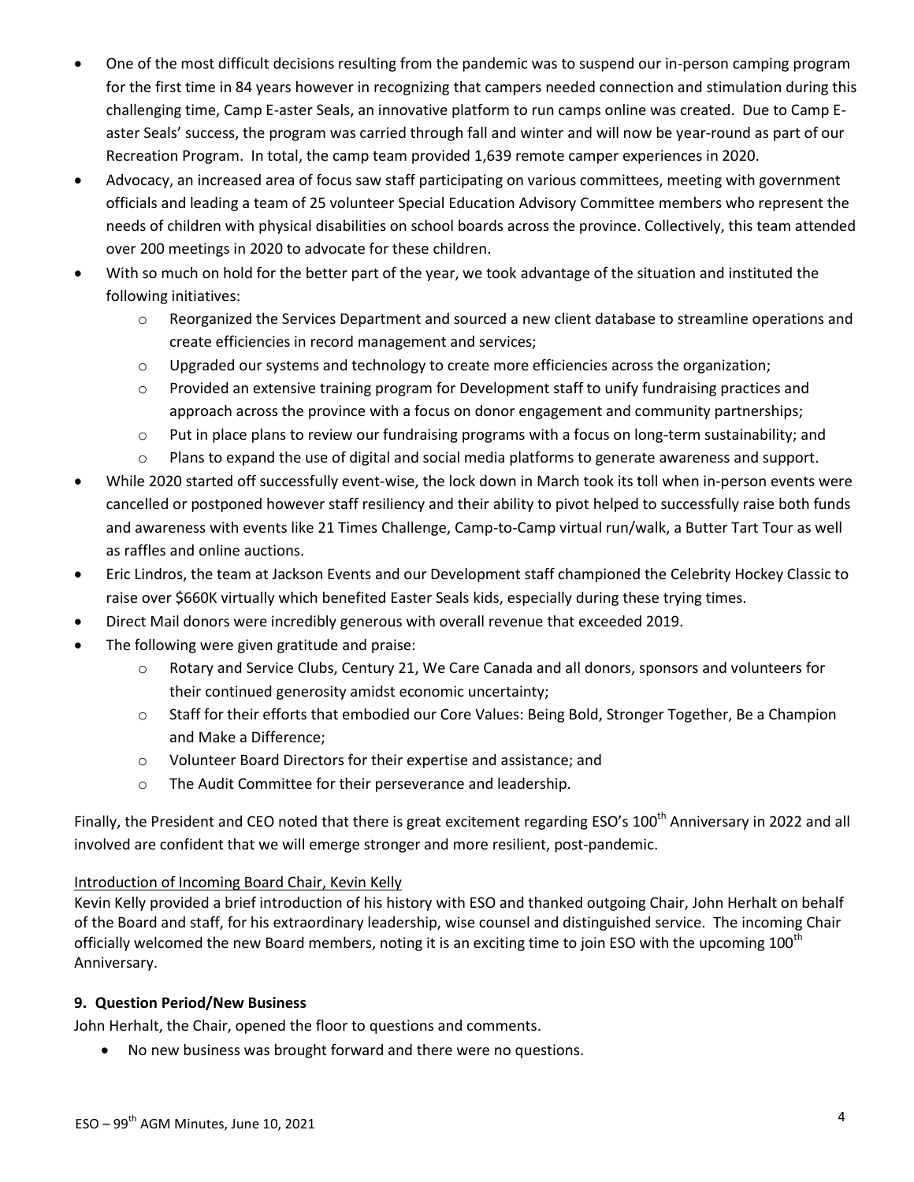- One of the most difficult decisions resulting from the pandemic was to suspend our in-person camping program for the first time in 84 years however in recognizing that campers needed connection and stimulation during this challenging time, Camp E-aster Seals, an innovative platform to run camps online was created. Due to Camp E-aster Seals' success, the program was carried through fall and winter and will now be year-round as part of our Recreation Program. In total, the camp team provided 1,639 remote camper experiences in 2020.
- Advocacy, an increased area of focus saw staff participating on various committees, meeting with government officials and leading a team of 25 volunteer Special Education Advisory Committee members who represent the needs of children with physical disabilities on school boards across the province. Collectively, this team attended over 200 meetings in 2020 to advocate for these children.
- With so much on hold for the better part of the year, we took advantage of the situation and instituted the following initiatives:
  - Reorganized the Services Department and sourced a new client database to streamline operations and create efficiencies in record management and services;
  - Upgraded our systems and technology to create more efficiencies across the organization;
  - Provided an extensive training program for Development staff to unify fundraising practices and approach across the province with a focus on donor engagement and community partnerships;
  - Put in place plans to review our fundraising programs with a focus on long-term sustainability; and
  - Plans to expand the use of digital and social media platforms to generate awareness and support.
- While 2020 started off successfully event-wise, the lock down in March took its toll when in-person events were cancelled or postponed however staff resiliency and their ability to pivot helped to successfully raise both funds and awareness with events like 21 Times Challenge, Camp-to-Camp virtual run/walk, a Butter Tart Tour as well as raffles and online auctions.
- Eric Lindros, the team at Jackson Events and our Development staff championed the Celebrity Hockey Classic to raise over \$660K virtually which benefited Easter Seals kids, especially during these trying times.
- Direct Mail donors were incredibly generous with overall revenue that exceeded 2019.
- The following were given gratitude and praise:
  - Rotary and Service Clubs, Century 21, We Care Canada and all donors, sponsors and volunteers for their continued generosity amidst economic uncertainty;
  - Staff for their efforts that embodied our Core Values: Being Bold, Stronger Together, Be a Champion and Make a Difference;
  - Volunteer Board Directors for their expertise and assistance; and
  - The Audit Committee for their perseverance and leadership.

Finally, the President and CEO noted that there is great excitement regarding ESO's 100th Anniversary in 2022 and all involved are confident that we will emerge stronger and more resilient, post-pandemic.

<u>Introduction of Incoming Board Chair, Kevin Kelly</u>

Kevin Kelly provided a brief introduction of his history with ESO and thanked outgoing Chair, John Herhalt on behalf of the Board and staff, for his extraordinary leadership, wise counsel and distinguished service. The incoming Chair officially welcomed the new Board members, noting it is an exciting time to join ESO with the upcoming 100th Anniversary.

### 9. Question Period/New Business

John Herhalt, the Chair, opened the floor to questions and comments.

- No new business was brought forward and there were no questions.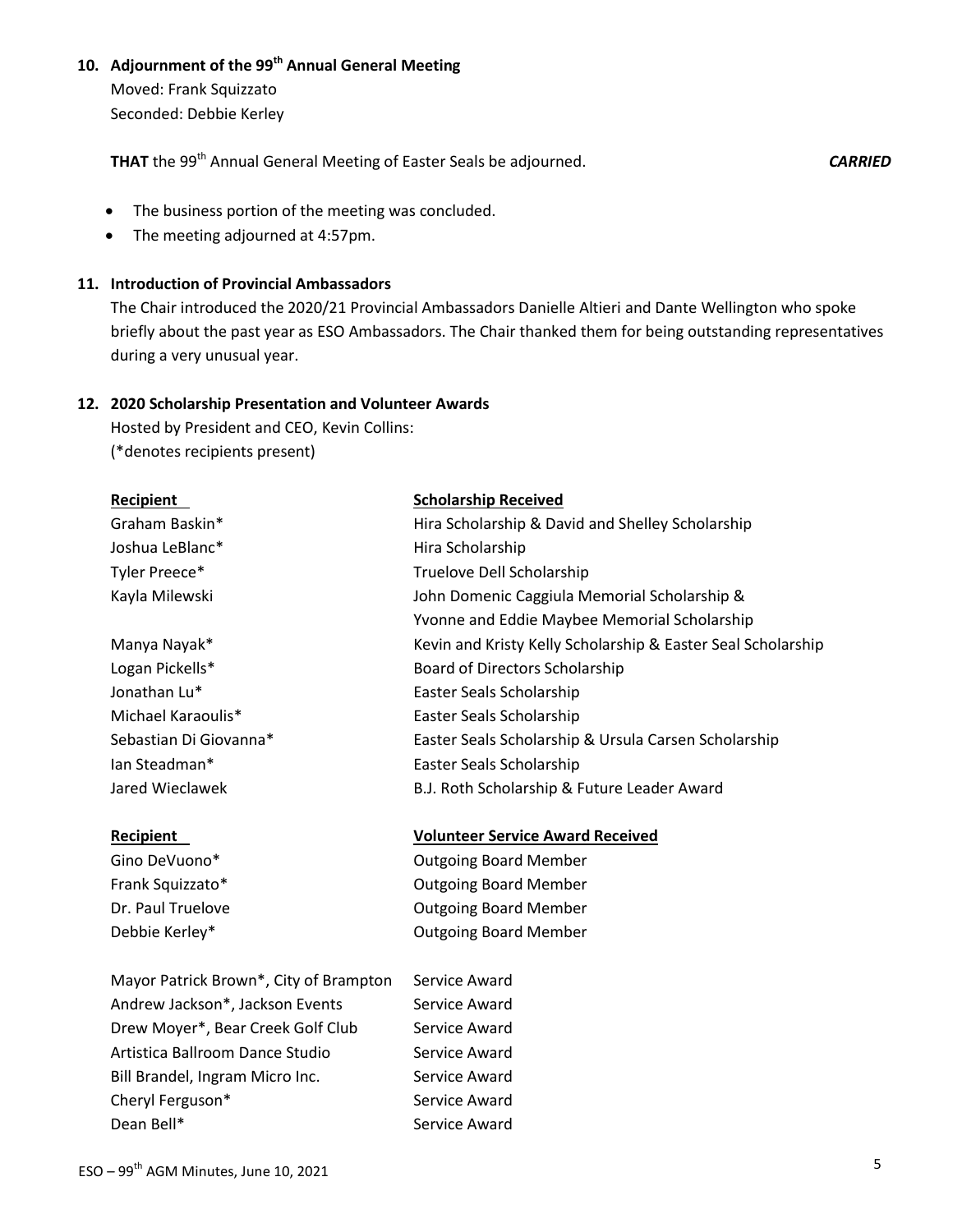### 10. Adjournment of the 99th Annual General Meeting

Moved: Frank Squizzato
Seconded: Debbie Kerley

**THAT** the 99th Annual General Meeting of Easter Seals be adjourned. ***CARRIED***

- The business portion of the meeting was concluded.
- The meeting adjourned at 4:57pm.

### 11. Introduction of Provincial Ambassadors

The Chair introduced the 2020/21 Provincial Ambassadors Danielle Altieri and Dante Wellington who spoke briefly about the past year as ESO Ambassadors. The Chair thanked them for being outstanding representatives during a very unusual year.

### 12. 2020 Scholarship Presentation and Volunteer Awards

Hosted by President and CEO, Kevin Collins:
(*denotes recipients present)

| Recipient | Scholarship Received |
|---|---|
| Graham Baskin* | Hira Scholarship & David and Shelley Scholarship |
| Joshua LeBlanc* | Hira Scholarship |
| Tyler Preece* | Truelove Dell Scholarship |
| Kayla Milewski | John Domenic Caggiula Memorial Scholarship & Yvonne and Eddie Maybee Memorial Scholarship |
| Manya Nayak* | Kevin and Kristy Kelly Scholarship & Easter Seal Scholarship |
| Logan Pickells* | Board of Directors Scholarship |
| Jonathan Lu* | Easter Seals Scholarship |
| Michael Karaoulis* | Easter Seals Scholarship |
| Sebastian Di Giovanna* | Easter Seals Scholarship & Ursula Carsen Scholarship |
| Ian Steadman* | Easter Seals Scholarship |
| Jared Wieclawek | B.J. Roth Scholarship & Future Leader Award |

| Recipient | Volunteer Service Award Received |
|---|---|
| Gino DeVuono* | Outgoing Board Member |
| Frank Squizzato* | Outgoing Board Member |
| Dr. Paul Truelove | Outgoing Board Member |
| Debbie Kerley* | Outgoing Board Member |
| Mayor Patrick Brown*, City of Brampton | Service Award |
| Andrew Jackson*, Jackson Events | Service Award |
| Drew Moyer*, Bear Creek Golf Club | Service Award |
| Artistica Ballroom Dance Studio | Service Award |
| Bill Brandel, Ingram Micro Inc. | Service Award |
| Cheryl Ferguson* | Service Award |
| Dean Bell* | Service Award |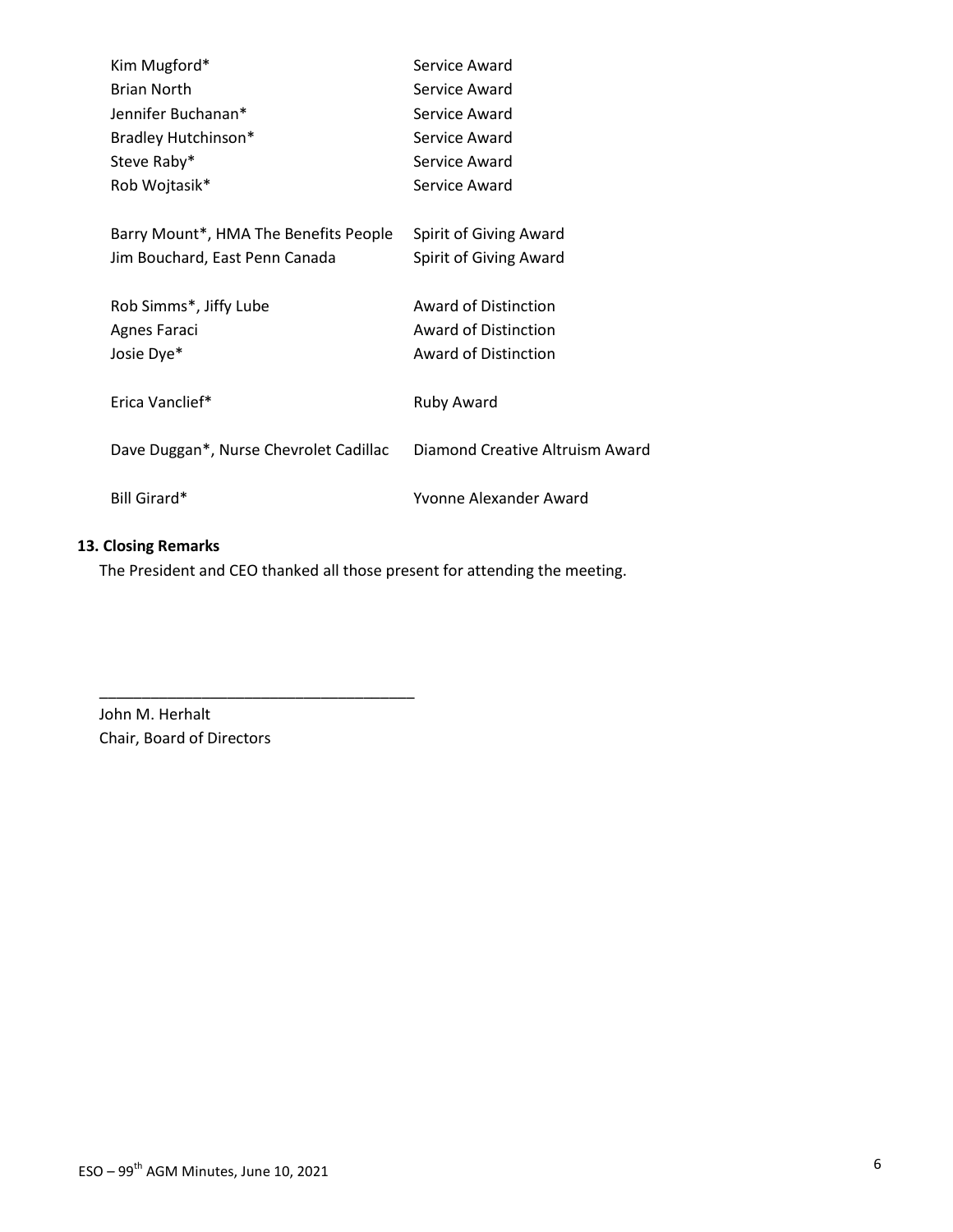| | |
|---|---|
| Kim Mugford* | Service Award |
| Brian North | Service Award |
| Jennifer Buchanan* | Service Award |
| Bradley Hutchinson* | Service Award |
| Steve Raby* | Service Award |
| Rob Wojtasik* | Service Award |
| | |
| Barry Mount*, HMA The Benefits People | Spirit of Giving Award |
| Jim Bouchard, East Penn Canada | Spirit of Giving Award |
| | |
| Rob Simms*, Jiffy Lube | Award of Distinction |
| Agnes Faraci | Award of Distinction |
| Josie Dye* | Award of Distinction |
| | |
| Erica Vanclief* | Ruby Award |
| | |
| Dave Duggan*, Nurse Chevrolet Cadillac | Diamond Creative Altruism Award |
| | |
| Bill Girard* | Yvonne Alexander Award |

**13. Closing Remarks**

The President and CEO thanked all those present for attending the meeting.

_____________________________________

John M. Herhalt
Chair, Board of Directors